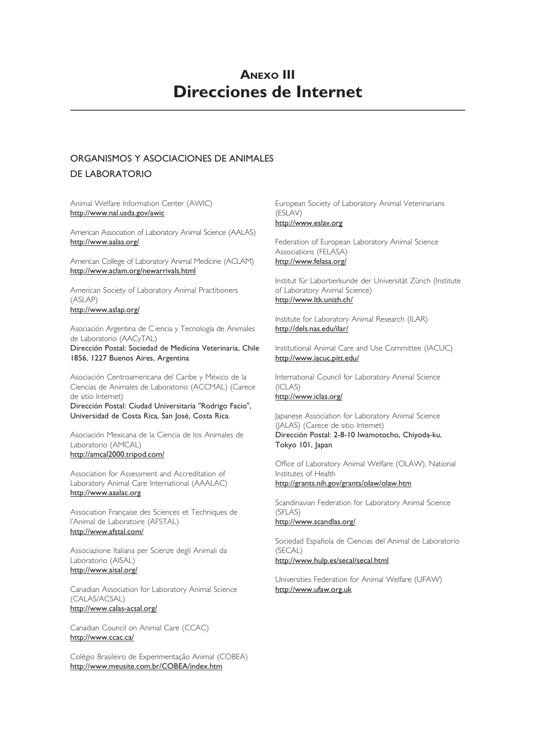# ANEXO III
# Direcciones de Internet

## ORGANISMOS Y ASOCIACIONES DE ANIMALES DE LABORATORIO

Animal Welfare Information Center (AWIC)
http://www.nal.usda.gov/awic

American Association of Laboratory Animal Science (AALAS)
http://www.aalas.org/

American College of Laboratory Animal Medicine (ACLAM)
http://www.aclam.org/newarrivals.html

American Society of Laboratory Animal Practitioners (ASLAP)
http://www.aslap.org/

Asociación Argentina de Ciencia y Tecnología de Animales de Laboratorio (AACyTAL)
Dirección Postal: Sociedad de Medicina Veterinaria, Chile 1856, 1227 Buenos Aires, Argentina

Asociación Centroamericana del Caribe y México de la Ciencias de Animales de Laboratorio (ACCMAL) (Carece de sitio Internet)
Dirección Postal: Ciudad Universitaria "Rodrigo Facio", Universidad de Costa Rica, San José, Costa Rica.

Asociación Mexicana de la Ciencia de los Animales de Laboratorio (AMCAL)
http://amcal2000.tripod.com/

Association for Assessment and Accreditation of Laboratory Animal Care International (AAALAC)
http://www.aaalac.org

Association Française des Sciences et Techniques de l'Animal de Laboratoire (AFSTAL)
http://www.afstal.com/

Associazione Italiana per Scienze degli Animali da Laboratorio (AISAL)
http://www.aisal.org/

Canadian Association for Laboratory Animal Science (CALAS/ACSAL)
http://www.calas-acsal.org/

Canadian Council on Animal Care (CCAC)
http://www.ccac.ca/

Colégio Brasileiro de Experimentação Animal (COBEA)
http://www.meusite.com.br/COBEA/index.htm

European Society of Laboratory Animal Veterinarians (ESLAV)
http://www.eslav.org

Federation of European Laboratory Animal Science Associations (FELASA)
http://www.felasa.org/

Institut für Labortierkunde der Universität Zürich (Institute of Laboratory Animal Science)
http://www.ltk.unizh.ch/

Institute for Laboratory Animal Research (ILAR)
http://dels.nas.edu/ilar/

Institutional Animal Care and Use Committee (IACUC)
http://www.iacuc.pitt.edu/

International Council for Laboratory Animal Science (ICLAS)
http://www.iclas.org/

Japanese Association for Laboratory Animal Science (JALAS) (Carece de sitio Internet)
Dirección Postal: 2-8-10 Iwamotocho, Chiyoda-ku, Tokyo 101, Japan

Office of Laboratory Animal Welfare (OLAW), National Institutes of Health
http://grants.nih.gov/grants/olaw/olaw.htm

Scandinavian Federation for Laboratory Animal Science (SFLAS)
http://www.scandlas.org/

Sociedad Española de Ciencias del Animal de Laboratorio (SECAL)
http://www.hulp.es/secal/secal.html

Universities Federation for Animal Welfare (UFAW)
http://www.ufaw.org.uk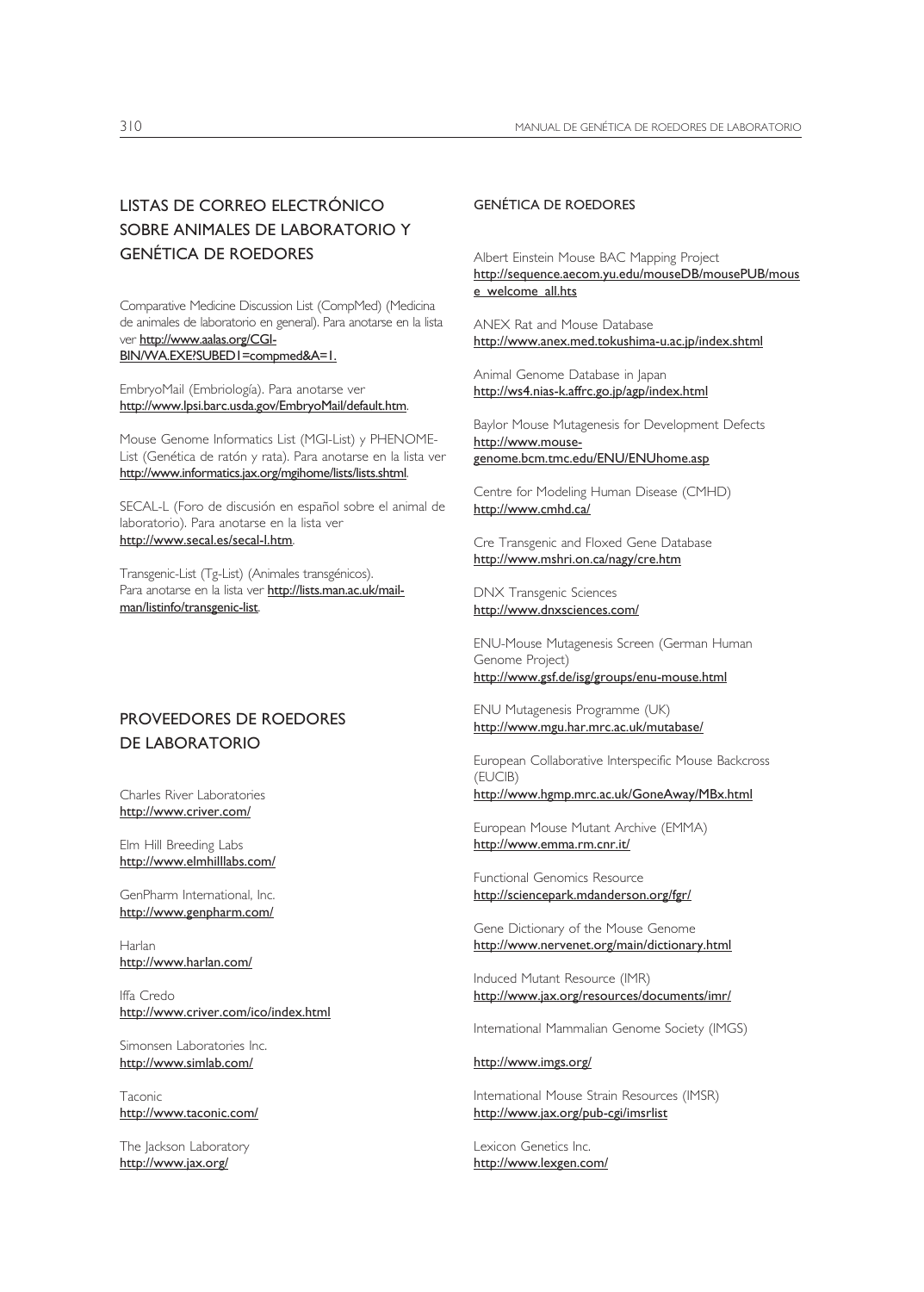## LISTAS DE CORREO ELECTRÓNICO SOBRE ANIMALES DE LABORATORIO Y GENÉTICA DE ROEDORES

Comparative Medicine Discussion List (CompMed) (Medicina de animales de laboratorio en general). Para anotarse en la lista ver http://www.aalas.org/CGI-BIN/WA.EXE?SUBED1=compmed&A=1.

EmbryoMail (Embriología). Para anotarse ver http://www.lpsi.barc.usda.gov/EmbryoMail/default.htm.

Mouse Genome Informatics List (MGI-List) y PHENOME-List (Genética de ratón y rata). Para anotarse en la lista ver http://www.informatics.jax.org/mgihome/lists/lists.shtml.

SECAL-L (Foro de discusión en español sobre el animal de laboratorio). Para anotarse en la lista ver http://www.secal.es/secal-l.htm.

Transgenic-List (Tg-List) (Animales transgénicos). Para anotarse en la lista ver http://lists.man.ac.uk/mail-man/listinfo/transgenic-list.

## PROVEEDORES DE ROEDORES DE LABORATORIO

Charles River Laboratories
http://www.criver.com/

Elm Hill Breeding Labs
http://www.elmhilllabs.com/

GenPharm International, Inc.
http://www.genpharm.com/

Harlan
http://www.harlan.com/

Iffa Credo
http://www.criver.com/ico/index.html

Simonsen Laboratories Inc.
http://www.simlab.com/

Taconic
http://www.taconic.com/

The Jackson Laboratory
http://www.jax.org/

### GENÉTICA DE ROEDORES

Albert Einstein Mouse BAC Mapping Project
http://sequence.aecom.yu.edu/mouseDB/mousePUB/mouse_welcome_all.hts

ANEX Rat and Mouse Database
http://www.anex.med.tokushima-u.ac.jp/index.shtml

Animal Genome Database in Japan
http://ws4.nias-k.affrc.go.jp/agp/index.html

Baylor Mouse Mutagenesis for Development Defects
http://www.mouse-genome.bcm.tmc.edu/ENU/ENUhome.asp

Centre for Modeling Human Disease (CMHD)
http://www.cmhd.ca/

Cre Transgenic and Floxed Gene Database
http://www.mshri.on.ca/nagy/cre.htm

DNX Transgenic Sciences
http://www.dnxsciences.com/

ENU-Mouse Mutagenesis Screen (German Human Genome Project)
http://www.gsf.de/isg/groups/enu-mouse.html

ENU Mutagenesis Programme (UK)
http://www.mgu.har.mrc.ac.uk/mutabase/

European Collaborative Interspecific Mouse Backcross (EUCIB)
http://www.hgmp.mrc.ac.uk/GoneAway/MBx.html

European Mouse Mutant Archive (EMMA)
http://www.emma.rm.cnr.it/

Functional Genomics Resource
http://sciencepark.mdanderson.org/fgr/

Gene Dictionary of the Mouse Genome
http://www.nervenet.org/main/dictionary.html

Induced Mutant Resource (IMR)
http://www.jax.org/resources/documents/imr/

International Mammalian Genome Society (IMGS)

http://www.imgs.org/

International Mouse Strain Resources (IMSR)
http://www.jax.org/pub-cgi/imsrlist

Lexicon Genetics Inc.
http://www.lexgen.com/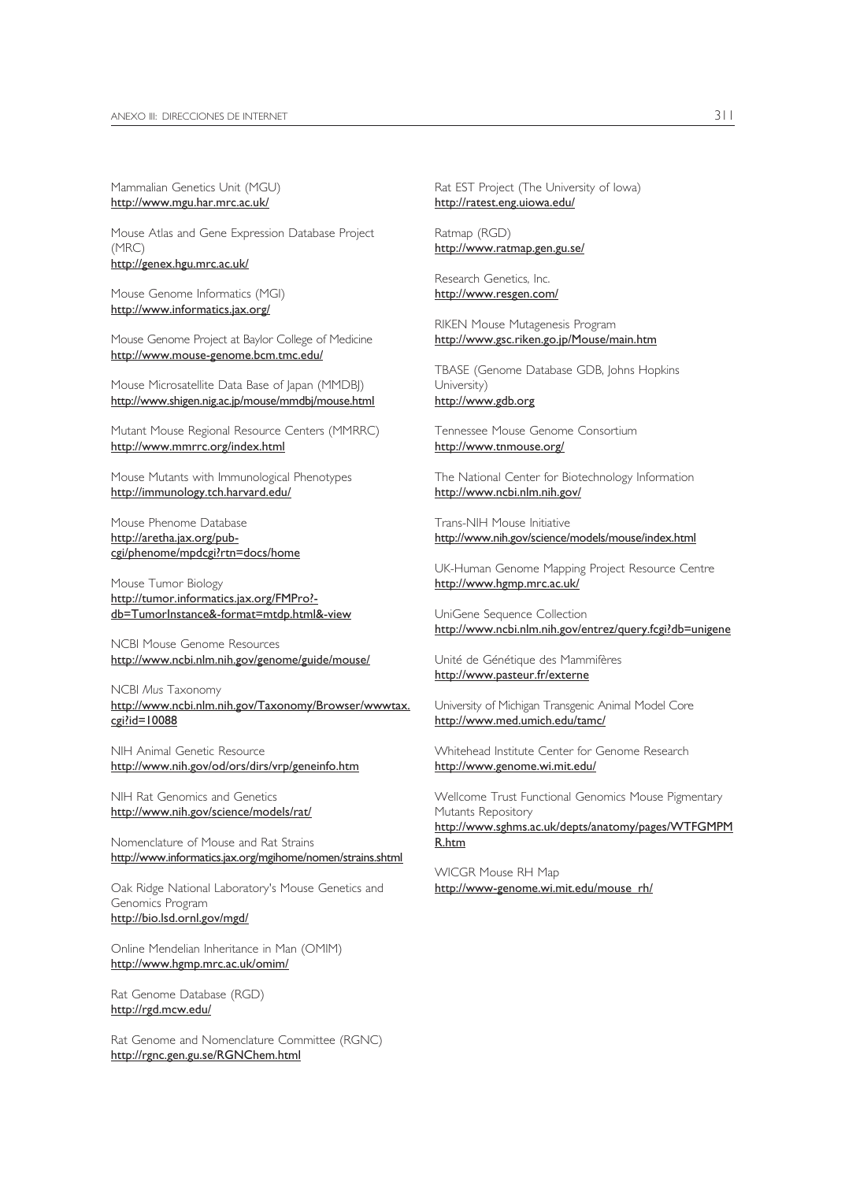Mammalian Genetics Unit (MGU)
http://www.mgu.har.mrc.ac.uk/

Mouse Atlas and Gene Expression Database Project (MRC)
http://genex.hgu.mrc.ac.uk/

Mouse Genome Informatics (MGI)
http://www.informatics.jax.org/

Mouse Genome Project at Baylor College of Medicine
http://www.mouse-genome.bcm.tmc.edu/

Mouse Microsatellite Data Base of Japan (MMDBJ)
http://www.shigen.nig.ac.jp/mouse/mmdbj/mouse.html

Mutant Mouse Regional Resource Centers (MMRRC)
http://www.mmrrc.org/index.html

Mouse Mutants with Immunological Phenotypes
http://immunology.tch.harvard.edu/

Mouse Phenome Database
http://aretha.jax.org/pub-cgi/phenome/mpdcgi?rtn=docs/home

Mouse Tumor Biology
http://tumor.informatics.jax.org/FMPro?-db=TumorInstance&-format=mtdp.html&-view

NCBI Mouse Genome Resources
http://www.ncbi.nlm.nih.gov/genome/guide/mouse/

NCBI *Mus* Taxonomy
http://www.ncbi.nlm.nih.gov/Taxonomy/Browser/wwwtax.cgi?id=10088

NIH Animal Genetic Resource
http://www.nih.gov/od/ors/dirs/vrp/geneinfo.htm

NIH Rat Genomics and Genetics
http://www.nih.gov/science/models/rat/

Nomenclature of Mouse and Rat Strains
http://www.informatics.jax.org/mgihome/nomen/strains.shtml

Oak Ridge National Laboratory's Mouse Genetics and Genomics Program
http://bio.lsd.ornl.gov/mgd/

Online Mendelian Inheritance in Man (OMIM)
http://www.hgmp.mrc.ac.uk/omim/

Rat Genome Database (RGD)
http://rgd.mcw.edu/

Rat Genome and Nomenclature Committee (RGNC)
http://rgnc.gen.gu.se/RGNChem.html

Rat EST Project (The University of Iowa)
http://ratest.eng.uiowa.edu/

Ratmap (RGD)
http://www.ratmap.gen.gu.se/

Research Genetics, Inc.
http://www.resgen.com/

RIKEN Mouse Mutagenesis Program
http://www.gsc.riken.go.jp/Mouse/main.htm

TBASE (Genome Database GDB, Johns Hopkins University)
http://www.gdb.org

Tennessee Mouse Genome Consortium
http://www.tnmouse.org/

The National Center for Biotechnology Information
http://www.ncbi.nlm.nih.gov/

Trans-NIH Mouse Initiative
http://www.nih.gov/science/models/mouse/index.html

UK-Human Genome Mapping Project Resource Centre
http://www.hgmp.mrc.ac.uk/

UniGene Sequence Collection
http://www.ncbi.nlm.nih.gov/entrez/query.fcgi?db=unigene

Unité de Génétique des Mammifères
http://www.pasteur.fr/externe

University of Michigan Transgenic Animal Model Core
http://www.med.umich.edu/tamc/

Whitehead Institute Center for Genome Research
http://www.genome.wi.mit.edu/

Wellcome Trust Functional Genomics Mouse Pigmentary Mutants Repository
http://www.sghms.ac.uk/depts/anatomy/pages/WTFGMPMR.htm

WICGR Mouse RH Map
http://www-genome.wi.mit.edu/mouse_rh/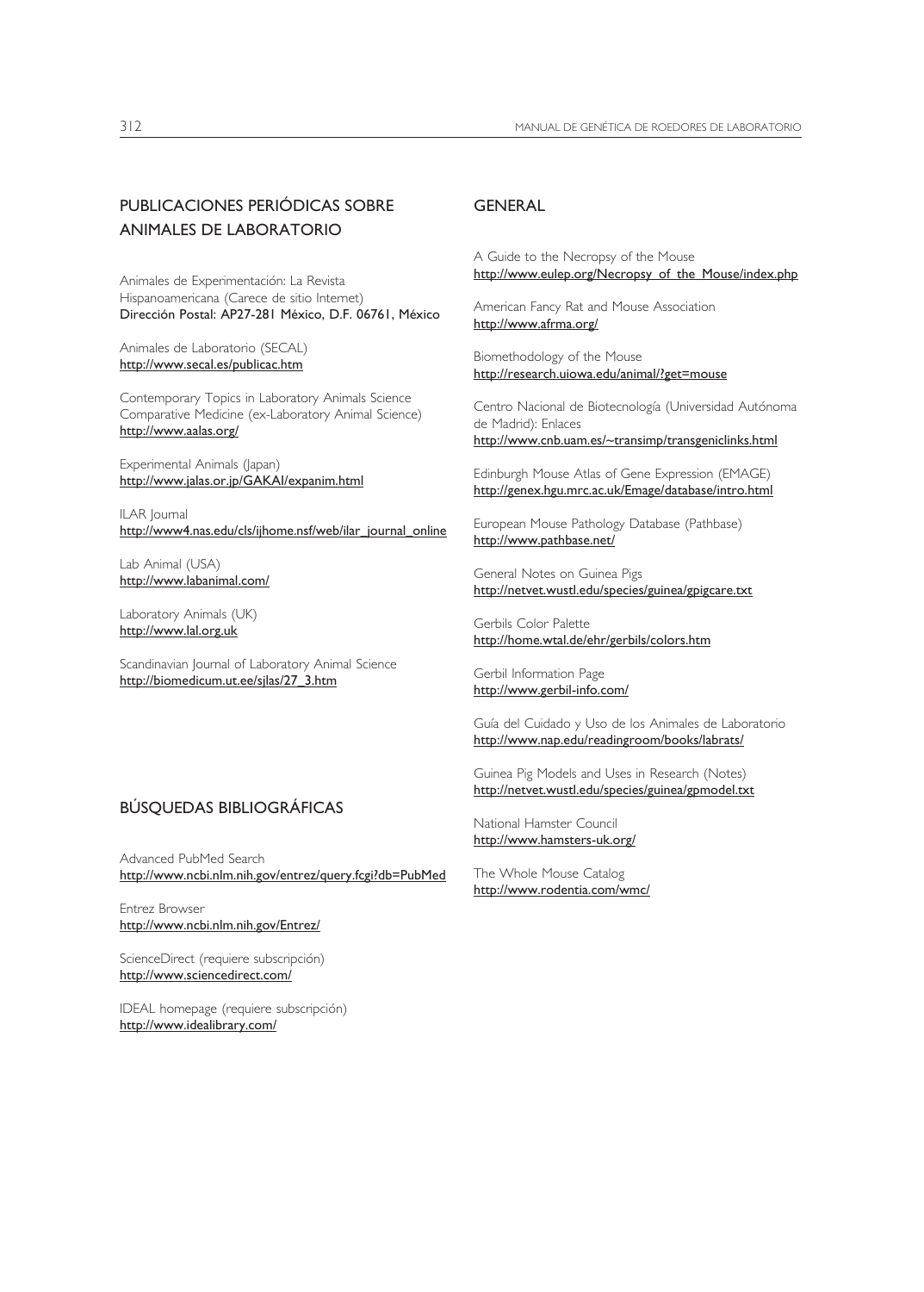## PUBLICACIONES PERIÓDICAS SOBRE ANIMALES DE LABORATORIO

Animales de Experimentación: La Revista Hispanoamericana (Carece de sitio Internet)
Dirección Postal: AP27-281 México, D.F. 06761, México

Animales de Laboratorio (SECAL)
http://www.secal.es/publicac.htm

Contemporary Topics in Laboratory Animals Science Comparative Medicine (ex-Laboratory Animal Science)
http://www.aalas.org/

Experimental Animals (Japan)
http://www.jalas.or.jp/GAKAI/expanim.html

ILAR Journal
http://www4.nas.edu/cls/ijhome.nsf/web/ilar_journal_online

Lab Animal (USA)
http://www.labanimal.com/

Laboratory Animals (UK)
http://www.lal.org.uk

Scandinavian Journal of Laboratory Animal Science
http://biomedicum.ut.ee/sjlas/27_3.htm

## BÚSQUEDAS BIBLIOGRÁFICAS

Advanced PubMed Search
http://www.ncbi.nlm.nih.gov/entrez/query.fcgi?db=PubMed

Entrez Browser
http://www.ncbi.nlm.nih.gov/Entrez/

ScienceDirect (requiere subscripción)
http://www.sciencedirect.com/

IDEAL homepage (requiere subscripción)
http://www.idealibrary.com/

## GENERAL

A Guide to the Necropsy of the Mouse
http://www.eulep.org/Necropsy_of_the_Mouse/index.php

American Fancy Rat and Mouse Association
http://www.afrma.org/

Biomethodology of the Mouse
http://research.uiowa.edu/animal/?get=mouse

Centro Nacional de Biotecnología (Universidad Autónoma de Madrid): Enlaces
http://www.cnb.uam.es/~transimp/transgeniclinks.html

Edinburgh Mouse Atlas of Gene Expression (EMAGE)
http://genex.hgu.mrc.ac.uk/Emage/database/intro.html

European Mouse Pathology Database (Pathbase)
http://www.pathbase.net/

General Notes on Guinea Pigs
http://netvet.wustl.edu/species/guinea/gpigcare.txt

Gerbils Color Palette
http://home.wtal.de/ehr/gerbils/colors.htm

Gerbil Information Page
http://www.gerbil-info.com/

Guía del Cuidado y Uso de los Animales de Laboratorio
http://www.nap.edu/readingroom/books/labrats/

Guinea Pig Models and Uses in Research (Notes)
http://netvet.wustl.edu/species/guinea/gpmodel.txt

National Hamster Council
http://www.hamsters-uk.org/

The Whole Mouse Catalog
http://www.rodentia.com/wmc/